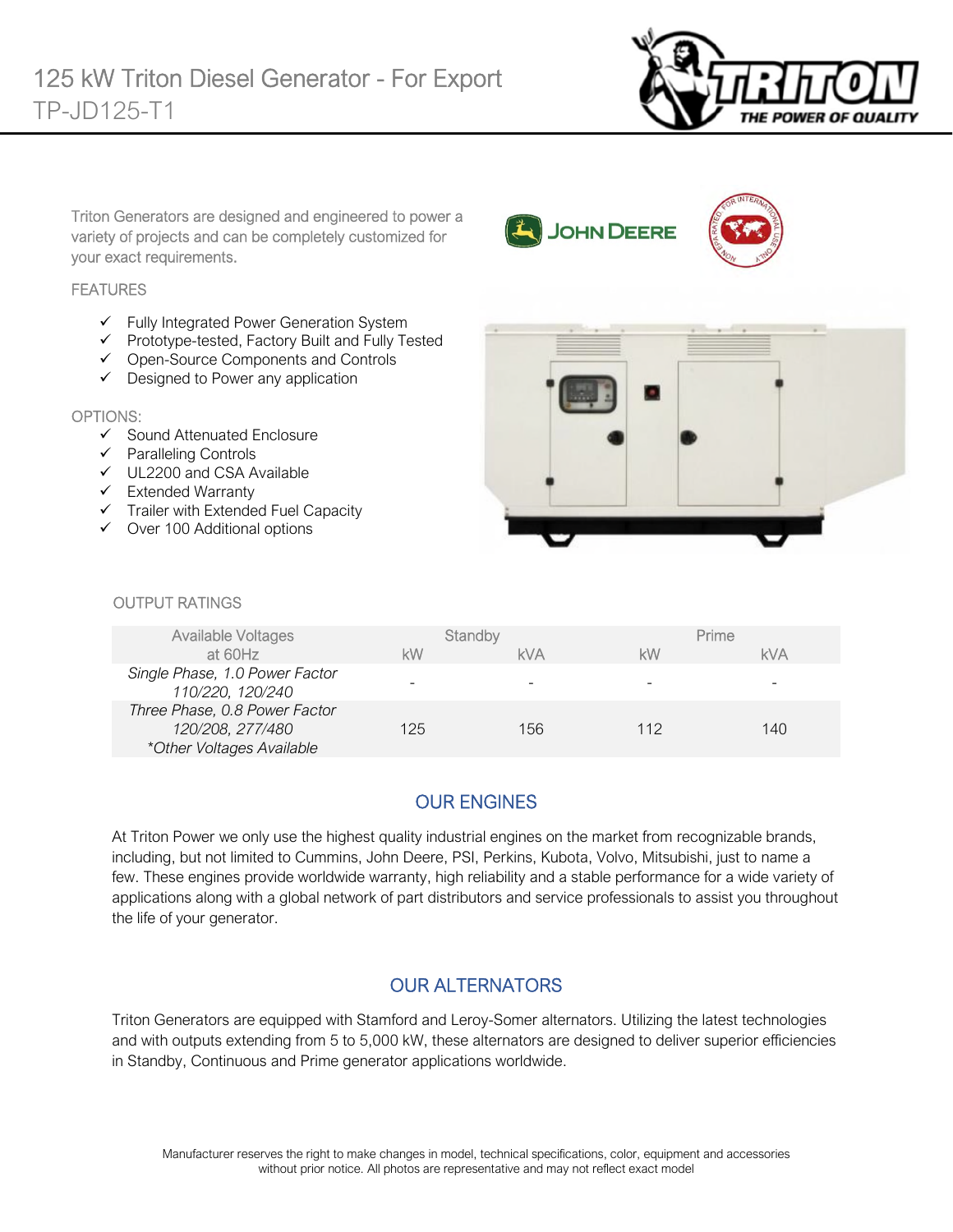# 125 kW Triton Diesel Generator - For Export

## TP-JD125-T1

Triton Generators are designed and engineered to power a variety of projects and can be completely customized for your exact requirements.

### FEATURES

- ✓ Fully Integrated Power Generation System
- ✓ Prototype-tested, Factory Built and Fully Tested
- ✓ Open-Source Components and Controls
- ✓ Designed to Power any application

### OPTIONS:

- ✓ Sound Attenuated Enclosure
- ✓ Paralleling Controls
- ✓ UL2200 and CSA Available
- ✓ Extended Warranty
- ✓ Trailer with Extended Fuel Capacity
- ✓ Over 100 Additional options

### OUTPUT RATINGS

| Available Voltages at 60Hz | Standby | | Prime | |
|---|---|---|---|---|
| | kW | kVA | kW | kVA |
| *Single Phase, 1.0 Power Factor 110/220, 120/240* | - | - | - | - |
| *Three Phase, 0.8 Power Factor 120/208, 277/480 \*Other Voltages Available* | 125 | 156 | 112 | 140 |

## OUR ENGINES

At Triton Power we only use the highest quality industrial engines on the market from recognizable brands, including, but not limited to Cummins, John Deere, PSI, Perkins, Kubota, Volvo, Mitsubishi, just to name a few. These engines provide worldwide warranty, high reliability and a stable performance for a wide variety of applications along with a global network of part distributors and service professionals to assist you throughout the life of your generator.

## OUR ALTERNATORS

Triton Generators are equipped with Stamford and Leroy-Somer alternators. Utilizing the latest technologies and with outputs extending from 5 to 5,000 kW, these alternators are designed to deliver superior efficiencies in Standby, Continuous and Prime generator applications worldwide.

Manufacturer reserves the right to make changes in model, technical specifications, color, equipment and accessories without prior notice. All photos are representative and may not reflect exact model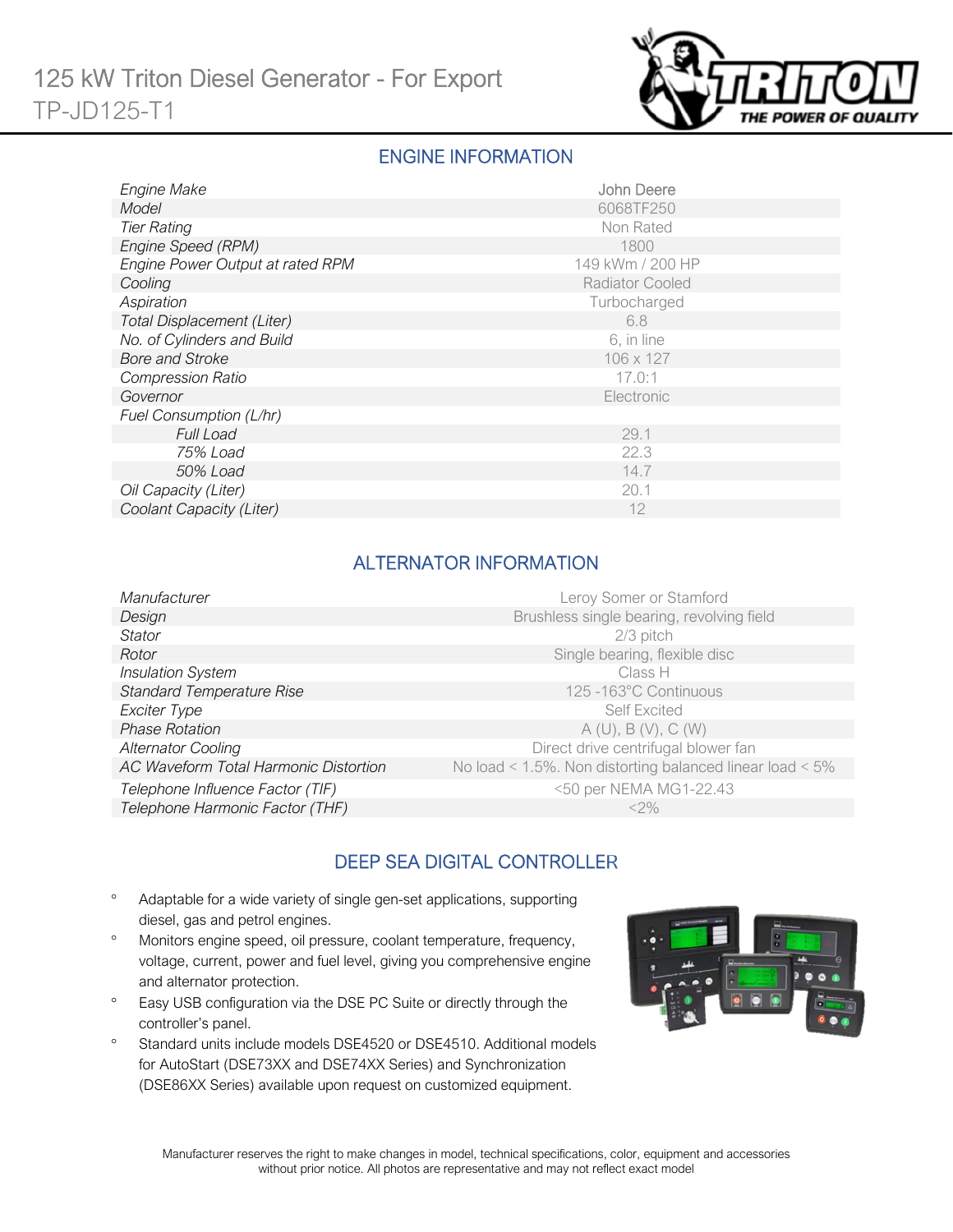# 125 kW Triton Diesel Generator - For Export
TP-JD125-T1

## ENGINE INFORMATION

| | |
|---|---|
| *Engine Make* | John Deere |
| *Model* | 6068TF250 |
| *Tier Rating* | Non Rated |
| *Engine Speed (RPM)* | 1800 |
| *Engine Power Output at rated RPM* | 149 kWm / 200 HP |
| *Cooling* | Radiator Cooled |
| *Aspiration* | Turbocharged |
| *Total Displacement (Liter)* | 6.8 |
| *No. of Cylinders and Build* | 6, in line |
| *Bore and Stroke* | 106 x 127 |
| *Compression Ratio* | 17.0:1 |
| *Governor* | Electronic |
| *Fuel Consumption (L/hr)* | |
| *Full Load* | 29.1 |
| *75% Load* | 22.3 |
| *50% Load* | 14.7 |
| *Oil Capacity (Liter)* | 20.1 |
| *Coolant Capacity (Liter)* | 12 |

## ALTERNATOR INFORMATION

| | |
|---|---|
| *Manufacturer* | Leroy Somer or Stamford |
| *Design* | Brushless single bearing, revolving field |
| *Stator* | 2/3 pitch |
| *Rotor* | Single bearing, flexible disc |
| *Insulation System* | Class H |
| *Standard Temperature Rise* | 125 -163°C Continuous |
| *Exciter Type* | Self Excited |
| *Phase Rotation* | A (U), B (V), C (W) |
| *Alternator Cooling* | Direct drive centrifugal blower fan |
| *AC Waveform Total Harmonic Distortion* | No load < 1.5%. Non distorting balanced linear load < 5% |
| *Telephone Influence Factor (TIF)* | <50 per NEMA MG1-22.43 |
| *Telephone Harmonic Factor (THF)* | <2% |

## DEEP SEA DIGITAL CONTROLLER

- Adaptable for a wide variety of single gen-set applications, supporting diesel, gas and petrol engines.
- Monitors engine speed, oil pressure, coolant temperature, frequency, voltage, current, power and fuel level, giving you comprehensive engine and alternator protection.
- Easy USB configuration via the DSE PC Suite or directly through the controller's panel.
- Standard units include models DSE4520 or DSE4510. Additional models for AutoStart (DSE73XX and DSE74XX Series) and Synchronization (DSE86XX Series) available upon request on customized equipment.

Manufacturer reserves the right to make changes in model, technical specifications, color, equipment and accessories without prior notice. All photos are representative and may not reflect exact model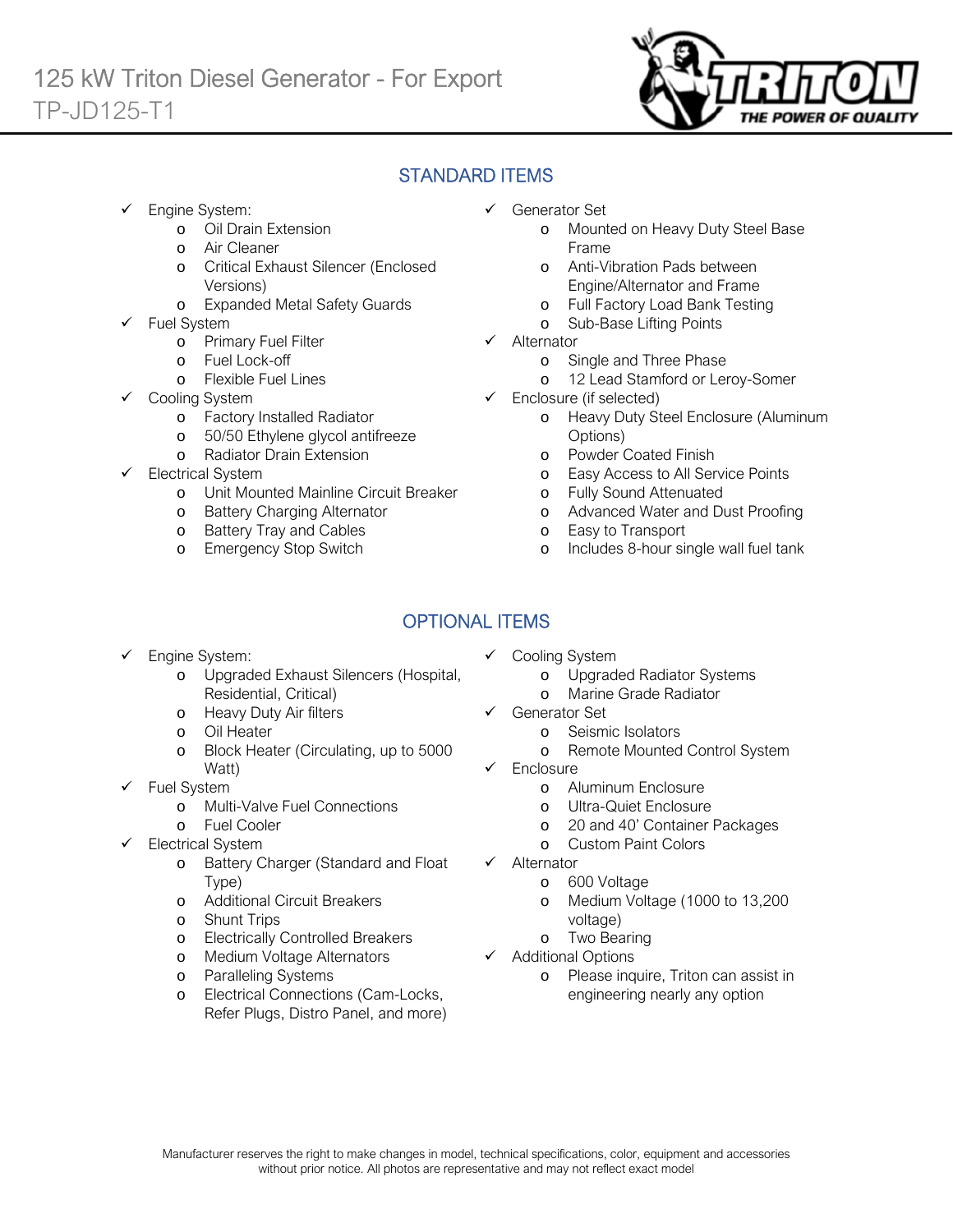# 125 kW Triton Diesel Generator - For Export

TP-JD125-T1

## STANDARD ITEMS

- ✓ Engine System:
  - Oil Drain Extension
  - Air Cleaner
  - Critical Exhaust Silencer (Enclosed Versions)
  - Expanded Metal Safety Guards
- ✓ Fuel System
  - Primary Fuel Filter
  - Fuel Lock-off
  - Flexible Fuel Lines
- ✓ Cooling System
  - Factory Installed Radiator
  - 50/50 Ethylene glycol antifreeze
  - Radiator Drain Extension
- ✓ Electrical System
  - Unit Mounted Mainline Circuit Breaker
  - Battery Charging Alternator
  - Battery Tray and Cables
  - Emergency Stop Switch
- ✓ Generator Set
  - Mounted on Heavy Duty Steel Base Frame
  - Anti-Vibration Pads between Engine/Alternator and Frame
  - Full Factory Load Bank Testing
  - Sub-Base Lifting Points
- ✓ Alternator
  - Single and Three Phase
  - 12 Lead Stamford or Leroy-Somer
- ✓ Enclosure (if selected)
  - Heavy Duty Steel Enclosure (Aluminum Options)
  - Powder Coated Finish
  - Easy Access to All Service Points
  - Fully Sound Attenuated
  - Advanced Water and Dust Proofing
  - Easy to Transport
  - Includes 8-hour single wall fuel tank

## OPTIONAL ITEMS

- ✓ Engine System:
  - Upgraded Exhaust Silencers (Hospital, Residential, Critical)
  - Heavy Duty Air filters
  - Oil Heater
  - Block Heater (Circulating, up to 5000 Watt)
- ✓ Fuel System
  - Multi-Valve Fuel Connections
  - Fuel Cooler
- ✓ Electrical System
  - Battery Charger (Standard and Float Type)
  - Additional Circuit Breakers
  - Shunt Trips
  - Electrically Controlled Breakers
  - Medium Voltage Alternators
  - Paralleling Systems
  - Electrical Connections (Cam-Locks, Refer Plugs, Distro Panel, and more)
- ✓ Cooling System
  - Upgraded Radiator Systems
  - Marine Grade Radiator
- ✓ Generator Set
  - Seismic Isolators
  - Remote Mounted Control System
- ✓ Enclosure
  - Aluminum Enclosure
  - Ultra-Quiet Enclosure
  - 20 and 40' Container Packages
  - Custom Paint Colors
- ✓ Alternator
  - 600 Voltage
  - Medium Voltage (1000 to 13,200 voltage)
  - Two Bearing
- ✓ Additional Options
  - Please inquire, Triton can assist in engineering nearly any option

Manufacturer reserves the right to make changes in model, technical specifications, color, equipment and accessories without prior notice. All photos are representative and may not reflect exact model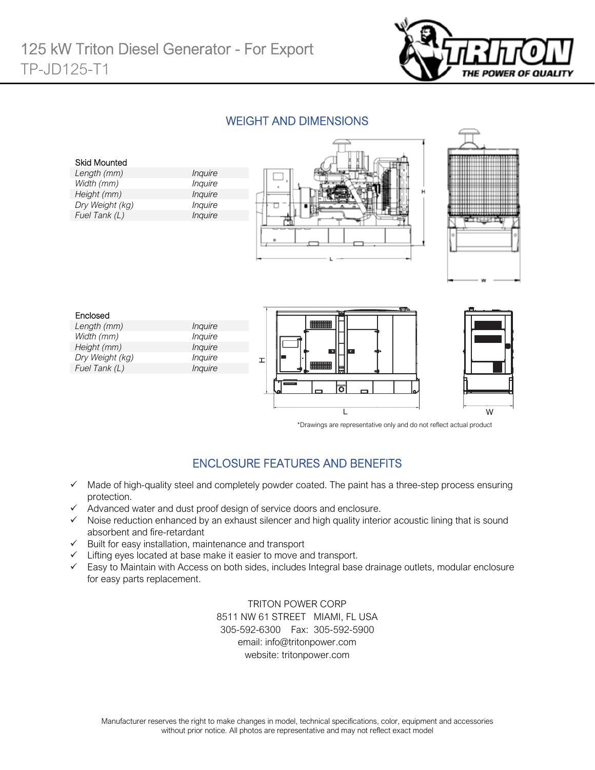# 125 kW Triton Diesel Generator - For Export
TP-JD125-T1

## WEIGHT AND DIMENSIONS

| Skid Mounted | |
|---|---|
| *Length (mm)* | *Inquire* |
| *Width (mm)* | *Inquire* |
| *Height (mm)* | *Inquire* |
| *Dry Weight (kg)* | *Inquire* |
| *Fuel Tank (L)* | *Inquire* |

| Enclosed | |
|---|---|
| *Length (mm)* | *Inquire* |
| *Width (mm)* | *Inquire* |
| *Height (mm)* | *Inquire* |
| *Dry Weight (kg)* | *Inquire* |
| *Fuel Tank (L)* | *Inquire* |

*Drawings are representative only and do not reflect actual product

## ENCLOSURE FEATURES AND BENEFITS

- ✓ Made of high-quality steel and completely powder coated. The paint has a three-step process ensuring protection.
- ✓ Advanced water and dust proof design of service doors and enclosure.
- ✓ Noise reduction enhanced by an exhaust silencer and high quality interior acoustic lining that is sound absorbent and fire-retardant
- ✓ Built for easy installation, maintenance and transport
- ✓ Lifting eyes located at base make it easier to move and transport.
- ✓ Easy to Maintain with Access on both sides, includes Integral base drainage outlets, modular enclosure for easy parts replacement.

TRITON POWER CORP
8511 NW 61 STREET MIAMI, FL USA
305-592-6300 Fax: 305-592-5900
email: info@tritonpower.com
website: tritonpower.com

Manufacturer reserves the right to make changes in model, technical specifications, color, equipment and accessories without prior notice. All photos are representative and may not reflect exact model